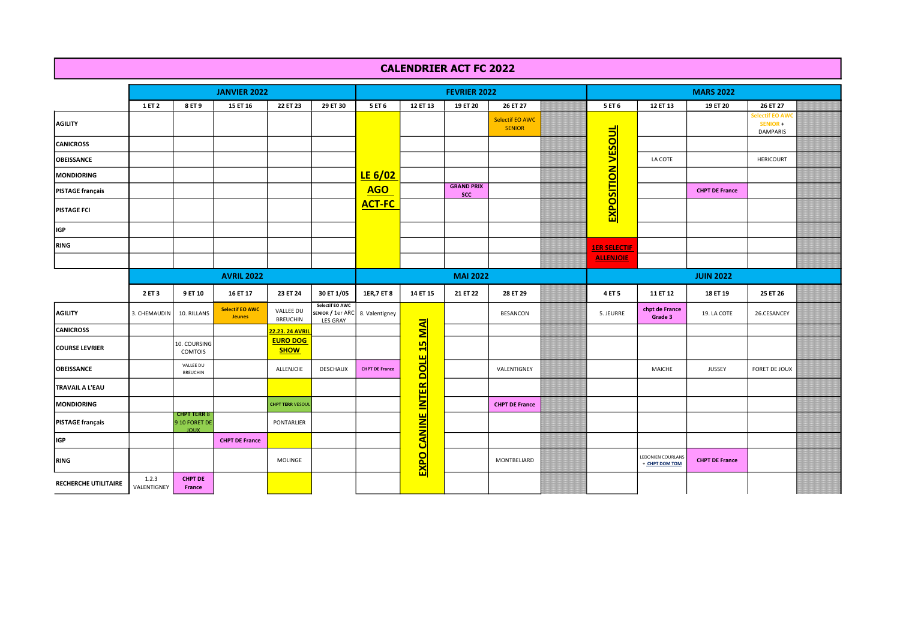# CALENDRIER ACT FC 2022

| | JANVIER 2022 | | | | | FEVRIER 2022 | | | | | MARS 2022 | | | | |
|---|---|---|---|---|---|---|---|---|---|---|---|---|---|---|---|
| | 1 ET 2 | 8 ET 9 | 15 ET 16 | 22 ET 23 | 29 ET 30 | 5 ET 6 | 12 ET 13 | 19 ET 20 | 26 ET 27 | | 5 ET 6 | 12 ET 13 | 19 ET 20 | 26 ET 27 | |
| **AGILITY** | | | | | | LE 6/02 AGO ACT-FC | | | Selectif EO AWC SENIOR | | EXPOSITION VESOUL | | | Selectif EO AWC SENIOR + DAMPARIS | |
| **CANICROSS** | | | | | | | | | | | | | | | |
| **OBEISSANCE** | | | | | | | | | | | | LA COTE | | HERICOURT | |
| **MONDIORING** | | | | | | | | | | | | | | | |
| **PISTAGE français** | | | | | | | | **GRAND PRIX SCC** | | | | | **CHPT DE France** | | |
| **PISTAGE FCI** | | | | | | | | | | | | | | | |
| **IGP** | | | | | | | | | | | | | | | |
| **RING** | | | | | | | | | | | 1ER SELECTIF ALLENJOIE | | | | |

| | AVRIL 2022 | | | | | MAI 2022 | | | | | JUIN 2022 | | | | |
|---|---|---|---|---|---|---|---|---|---|---|---|---|---|---|---|
| | 2 ET 3 | 9 ET 10 | 16 ET 17 | 23 ET 24 | 30 ET 1/05 | 1ER,7 ET 8 | 14 ET 15 | 21 ET 22 | 28 ET 29 | | 4 ET 5 | 11 ET 12 | 18 ET 19 | 25 ET 26 | |
| **AGILITY** | 3. CHEMAUDIN | 10. RILLANS | **Selectif EO AWC Jeunes** | VALLEE DU BREUCHIN | Selectif EO AWC SENIOR / 1er ARC LES GRAY | 8. Valentigney | EXPO CANINE INTER DOLE 15 MAI | | BESANCON | | 5. JEURRE | **chpt de France Grade 3** | 19. LA COTE | 26.CESANCEY | |
| **CANICROSS** | | | | 22.23. 24 AVRIL EURO DOG SHOW | | | | | | | | | | | |
| **COURSE LEVRIER** | | 10. COURSING COMTOIS | | | | | | | | | | | | | |
| **OBEISSANCE** | | VALLEE DU BREUCHIN | | ALLENJOIE | DESCHAUX | **CHPT DE France** | | | VALENTIGNEY | | | MAICHE | JUSSEY | FORET DE JOUX | |
| **TRAVAIL A L'EAU** | | | | | | | | | | | | | | | |
| **MONDIORING** | | | | **CHPT TERR VESOUL** | | | | | **CHPT DE France** | | | | | | |
| **PISTAGE français** | | **CHPT TERR** 8 9 10 FORET DE JOUX | | PONTARLIER | | | | | | | | | | | |
| **IGP** | | | **CHPT DE France** | | | | | | | | | | | | |
| **RING** | | | | MOLINGE | | | | | MONTBELIARD | | | LEDONIEN COURLANS + CHPT DOM TOM | **CHPT DE France** | | |
| **RECHERCHE UTILITAIRE** | 1.2.3 VALENTIGNEY | **CHPT DE France** | | | | | | | | | | | | | |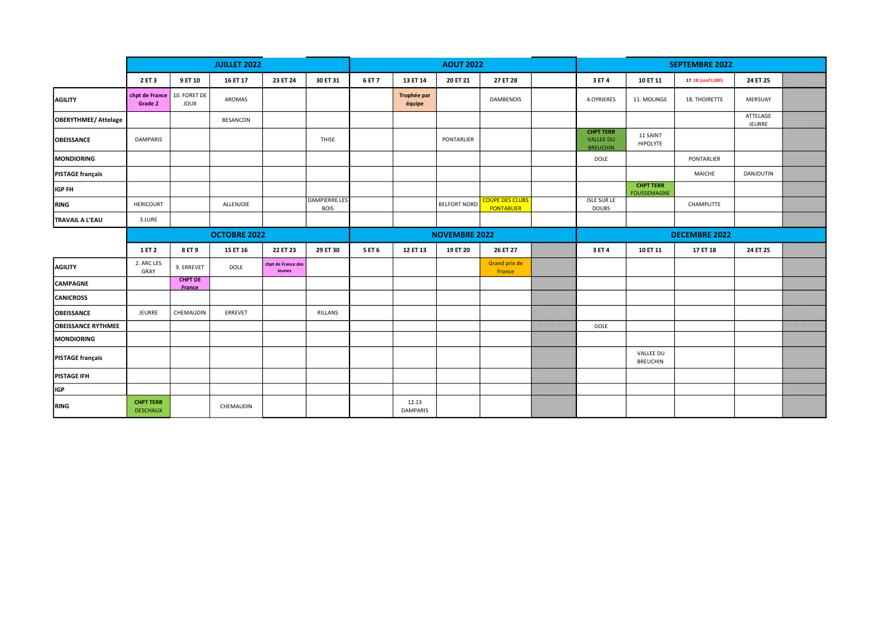| | JUILLET 2022 | | | | | AOUT 2022 | | | | | SEPTEMBRE 2022 | | | | |
|---|---|---|---|---|---|---|---|---|---|---|---|---|---|---|---|
| | 2 ET 3 | 9 ET 10 | 16 ET 17 | 23 ET 24 | 30 ET 31 | 6 ET 7 | 13 ET 14 | 20 ET 21 | 27 ET 28 | | 3 ET 4 | 10 ET 11 | 17 18 (conf LURE) | 24 ET 25 | |
| **AGILITY** | **chpt de France Grade 2** | 10. FORET DE JOUX | AROMAS | | | | **Trophée par équipe** | | DAMBENOIS | | 4.OYRIERES | 11. MOLINGE | 18. THOIRETTE | MERSUAY | |
| **OBERYTHMEE/ Attelage** | | | BESANCON | | | | | | | | | | | ATTELAGE JEURRE | |
| **OBEISSANCE** | DAMPARIS | | | | THISE | | | PONTARLIER | | | **CHPT TERR** VALLEE DU BREUCHIN | 11 SAINT HIPOLYTE | | | |
| **MONDIORING** | | | | | | | | | | | DOLE | | PONTARLIER | | |
| **PISTAGE français** | | | | | | | | | | | | | MAICHE | DANJOUTIN | |
| **IGP FH** | | | | | | | | | | | | **CHPT TERR** FOUSSEMAGNE | | | |
| **RING** | HERICOURT | | ALLENJOIE | | DAMPIERRE LES BOIS | | | BELFORT NORD | COUPE DES CLUBS PONTARLIER | | ISLE SUR LE DOUBS | | CHAMPLITTE | | |
| **TRAVAIL A L'EAU** | 3.LURE | | | | | | | | | | | | | | |
| | **OCTOBRE 2022** | | | | | **NOVEMBRE 2022** | | | | | **DECEMBRE 2022** | | | | |
| | 1 ET 2 | 8 ET 9 | 15 ET 16 | 22 ET 23 | 29 ET 30 | 5 ET 6 | 12 ET 13 | 19 ET 20 | 26 ET 27 | | 3 ET 4 | 10 ET 11 | 17 ET 18 | 24 ET 25 | |
| **AGILITY** | 2. ARC LES GRAY | 9. ERREVET | DOLE | **chpt de France des Jeunes** | | | | | Grand prix de France | | | | | | |
| **CAMPAGNE** | | **CHPT DE France** | | | | | | | | | | | | | |
| **CANICROSS** | | | | | | | | | | | | | | | |
| **OBEISSANCE** | JEURRE | CHEMAUDIN | ERREVET | | RILLANS | | | | | | | | | | |
| **OBEISSANCE RYTHMEE** | | | | | | | | | | | DOLE | | | | |
| **MONDIORING** | | | | | | | | | | | | | | | |
| **PISTAGE français** | | | | | | | | | | | | VALLEE DU BREUCHIN | | | |
| **PISTAGE IFH** | | | | | | | | | | | | | | | |
| **IGP** | | | | | | | | | | | | | | | |
| **RING** | **CHPT TERR** DESCHAUX | | CHEMAUDIN | | | | 12.13 DAMPARIS | | | | | | | | |